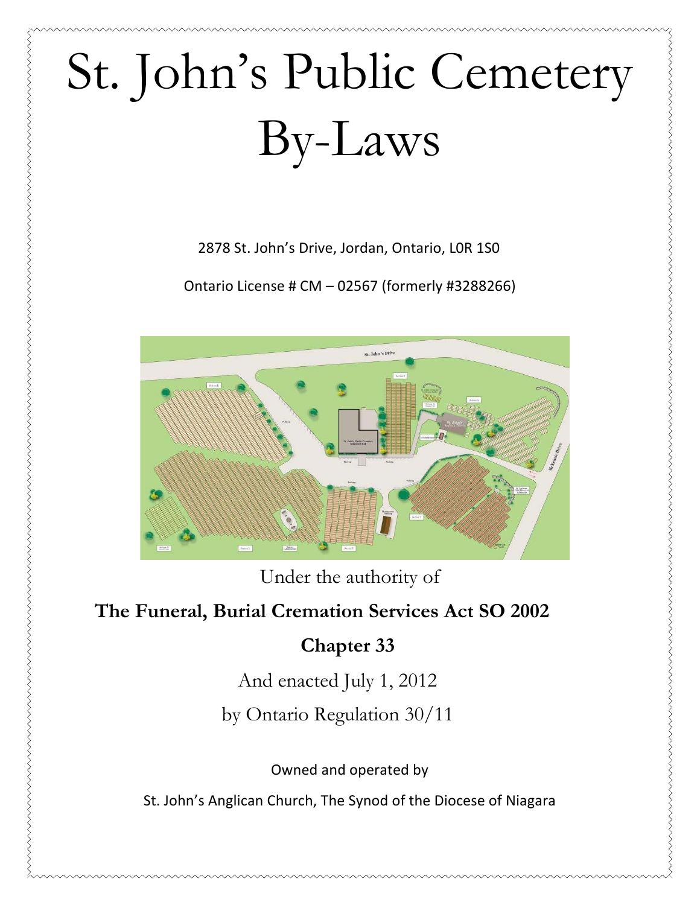# St. John's Public Cemetery By-Laws

2878 St. John's Drive, Jordan, Ontario, L0R 1S0

Ontario License # CM – 02567 (formerly #3288266)

Under the authority of

**The Funeral, Burial Cremation Services Act SO 2002**

**Chapter 33**

And enacted July 1, 2012

by Ontario Regulation 30/11

Owned and operated by

St. John's Anglican Church, The Synod of the Diocese of Niagara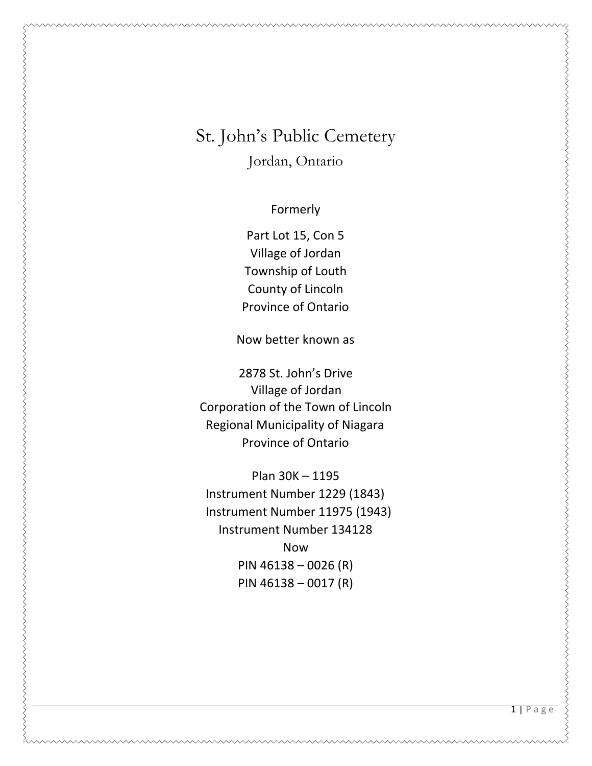# St. John's Public Cemetery

## Jordan, Ontario

Formerly

Part Lot 15, Con 5
Village of Jordan
Township of Louth
County of Lincoln
Province of Ontario

Now better known as

2878 St. John's Drive
Village of Jordan
Corporation of the Town of Lincoln
Regional Municipality of Niagara
Province of Ontario

Plan 30K – 1195
Instrument Number 1229 (1843)
Instrument Number 11975 (1943)
Instrument Number 134128
Now
PIN 46138 – 0026 (R)
PIN 46138 – 0017 (R)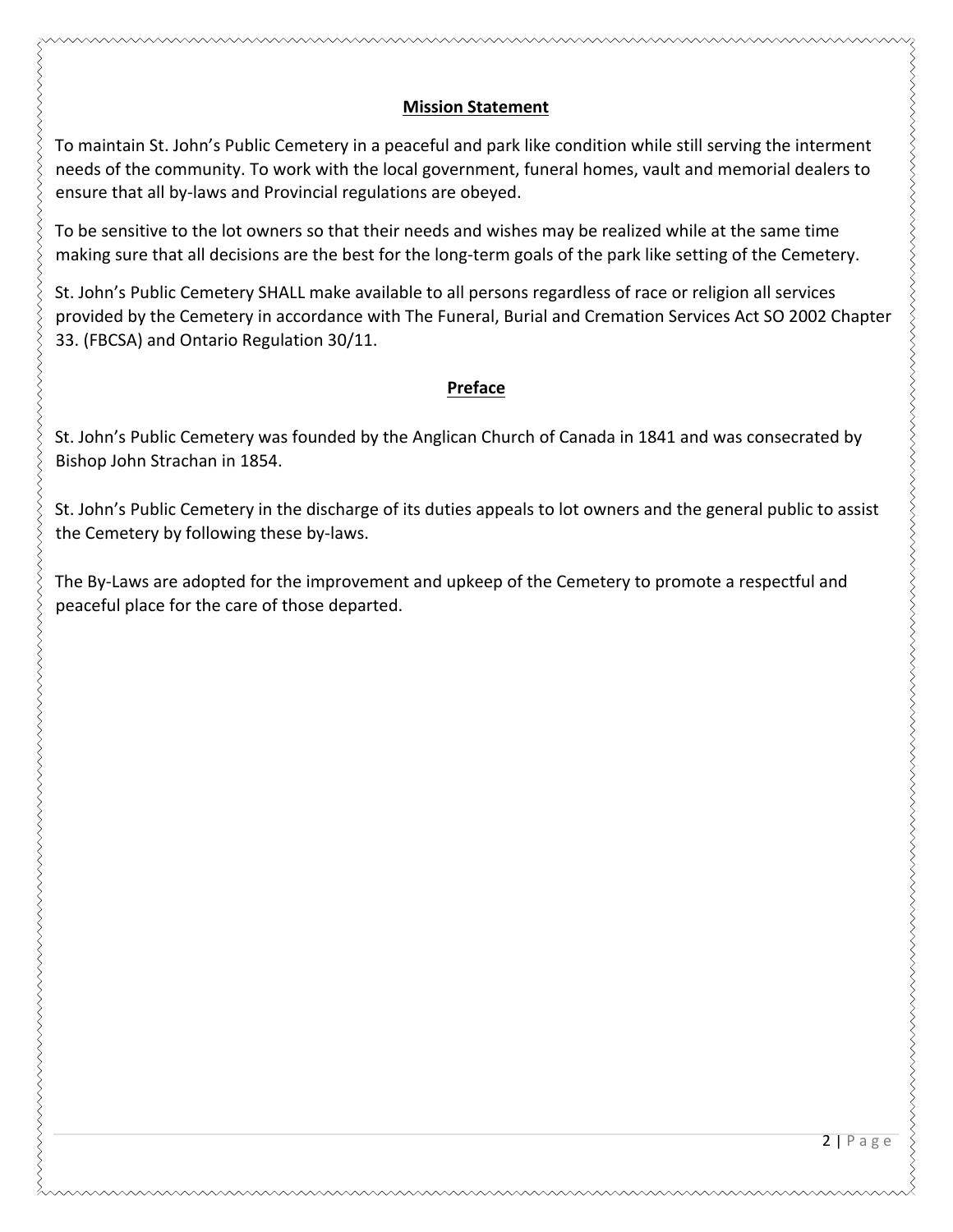## Mission Statement

To maintain St. John's Public Cemetery in a peaceful and park like condition while still serving the interment needs of the community. To work with the local government, funeral homes, vault and memorial dealers to ensure that all by-laws and Provincial regulations are obeyed.

To be sensitive to the lot owners so that their needs and wishes may be realized while at the same time making sure that all decisions are the best for the long-term goals of the park like setting of the Cemetery.

St. John's Public Cemetery SHALL make available to all persons regardless of race or religion all services provided by the Cemetery in accordance with The Funeral, Burial and Cremation Services Act SO 2002 Chapter 33. (FBCSA) and Ontario Regulation 30/11.

## Preface

St. John's Public Cemetery was founded by the Anglican Church of Canada in 1841 and was consecrated by Bishop John Strachan in 1854.

St. John's Public Cemetery in the discharge of its duties appeals to lot owners and the general public to assist the Cemetery by following these by-laws.

The By-Laws are adopted for the improvement and upkeep of the Cemetery to promote a respectful and peaceful place for the care of those departed.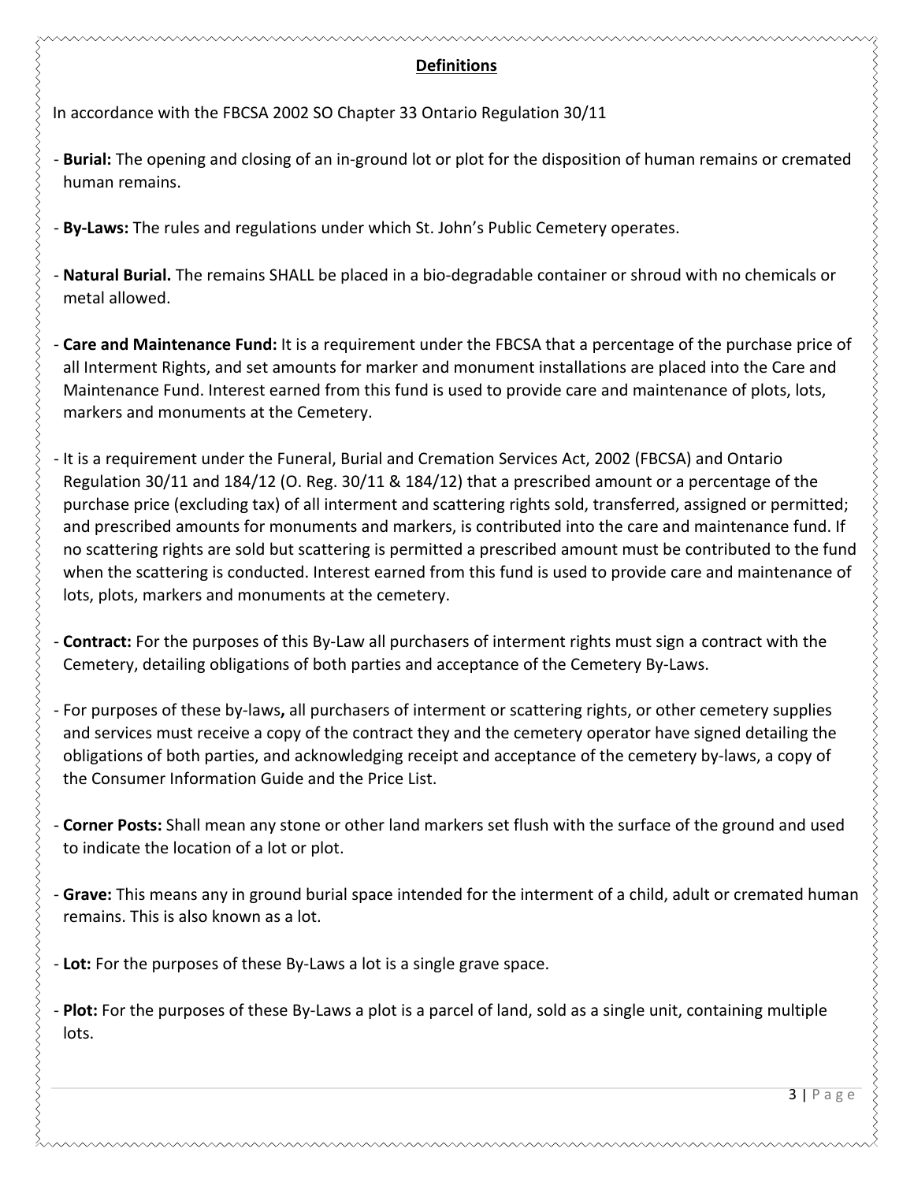## Definitions

In accordance with the FBCSA 2002 SO Chapter 33 Ontario Regulation 30/11

- **Burial:** The opening and closing of an in-ground lot or plot for the disposition of human remains or cremated human remains.

- **By-Laws:** The rules and regulations under which St. John's Public Cemetery operates.

- **Natural Burial.** The remains SHALL be placed in a bio-degradable container or shroud with no chemicals or metal allowed.

- **Care and Maintenance Fund:** It is a requirement under the FBCSA that a percentage of the purchase price of all Interment Rights, and set amounts for marker and monument installations are placed into the Care and Maintenance Fund. Interest earned from this fund is used to provide care and maintenance of plots, lots, markers and monuments at the Cemetery.

- It is a requirement under the Funeral, Burial and Cremation Services Act, 2002 (FBCSA) and Ontario Regulation 30/11 and 184/12 (O. Reg. 30/11 & 184/12) that a prescribed amount or a percentage of the purchase price (excluding tax) of all interment and scattering rights sold, transferred, assigned or permitted; and prescribed amounts for monuments and markers, is contributed into the care and maintenance fund. If no scattering rights are sold but scattering is permitted a prescribed amount must be contributed to the fund when the scattering is conducted. Interest earned from this fund is used to provide care and maintenance of lots, plots, markers and monuments at the cemetery.

- **Contract:** For the purposes of this By-Law all purchasers of interment rights must sign a contract with the Cemetery, detailing obligations of both parties and acceptance of the Cemetery By-Laws.

- For purposes of these by-laws**,** all purchasers of interment or scattering rights, or other cemetery supplies and services must receive a copy of the contract they and the cemetery operator have signed detailing the obligations of both parties, and acknowledging receipt and acceptance of the cemetery by-laws, a copy of the Consumer Information Guide and the Price List.

- **Corner Posts:** Shall mean any stone or other land markers set flush with the surface of the ground and used to indicate the location of a lot or plot.

- **Grave:** This means any in ground burial space intended for the interment of a child, adult or cremated human remains. This is also known as a lot.

- **Lot:** For the purposes of these By-Laws a lot is a single grave space.

- **Plot:** For the purposes of these By-Laws a plot is a parcel of land, sold as a single unit, containing multiple lots.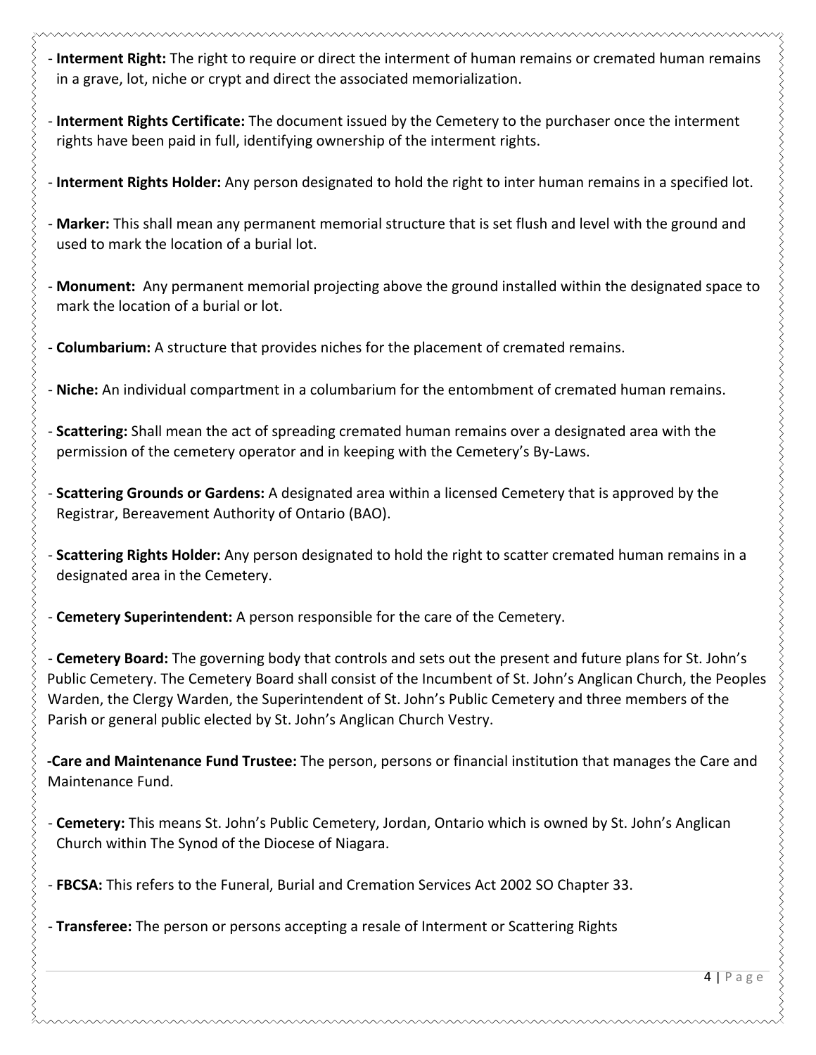- **Interment Right:** The right to require or direct the interment of human remains or cremated human remains in a grave, lot, niche or crypt and direct the associated memorialization.

- **Interment Rights Certificate:** The document issued by the Cemetery to the purchaser once the interment rights have been paid in full, identifying ownership of the interment rights.

- **Interment Rights Holder:** Any person designated to hold the right to inter human remains in a specified lot.

- **Marker:** This shall mean any permanent memorial structure that is set flush and level with the ground and used to mark the location of a burial lot.

- **Monument:** Any permanent memorial projecting above the ground installed within the designated space to mark the location of a burial or lot.

- **Columbarium:** A structure that provides niches for the placement of cremated remains.

- **Niche:** An individual compartment in a columbarium for the entombment of cremated human remains.

- **Scattering:** Shall mean the act of spreading cremated human remains over a designated area with the permission of the cemetery operator and in keeping with the Cemetery's By-Laws.

- **Scattering Grounds or Gardens:** A designated area within a licensed Cemetery that is approved by the Registrar, Bereavement Authority of Ontario (BAO).

- **Scattering Rights Holder:** Any person designated to hold the right to scatter cremated human remains in a designated area in the Cemetery.

- **Cemetery Superintendent:** A person responsible for the care of the Cemetery.

- **Cemetery Board:** The governing body that controls and sets out the present and future plans for St. John's Public Cemetery. The Cemetery Board shall consist of the Incumbent of St. John's Anglican Church, the Peoples Warden, the Clergy Warden, the Superintendent of St. John's Public Cemetery and three members of the Parish or general public elected by St. John's Anglican Church Vestry.

- **Care and Maintenance Fund Trustee:** The person, persons or financial institution that manages the Care and Maintenance Fund.

- **Cemetery:** This means St. John's Public Cemetery, Jordan, Ontario which is owned by St. John's Anglican Church within The Synod of the Diocese of Niagara.

- **FBCSA:** This refers to the Funeral, Burial and Cremation Services Act 2002 SO Chapter 33.

- **Transferee:** The person or persons accepting a resale of Interment or Scattering Rights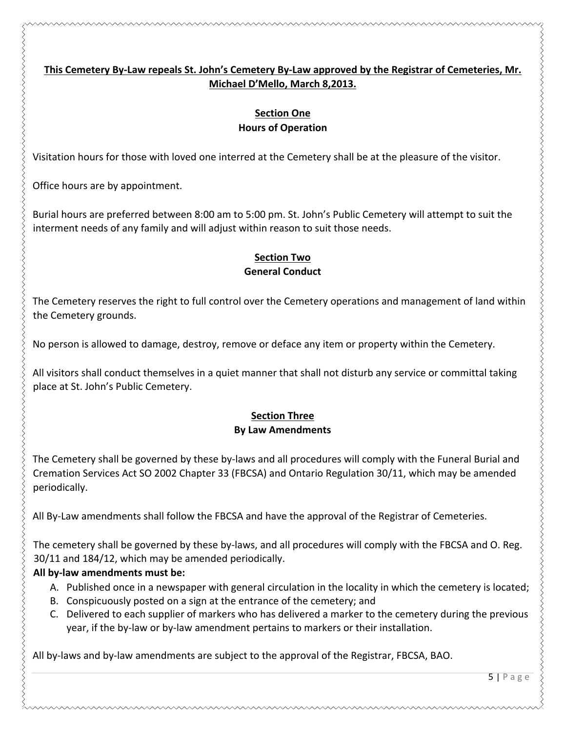**<u>This Cemetery By-Law repeals St. John's Cemetery By-Law approved by the Registrar of Cemeteries, Mr. Michael D'Mello, March 8,2013.</u>**

## <u>Section One</u>
## Hours of Operation

Visitation hours for those with loved one interred at the Cemetery shall be at the pleasure of the visitor.

Office hours are by appointment.

Burial hours are preferred between 8:00 am to 5:00 pm. St. John's Public Cemetery will attempt to suit the interment needs of any family and will adjust within reason to suit those needs.

## <u>Section Two</u>
## General Conduct

The Cemetery reserves the right to full control over the Cemetery operations and management of land within the Cemetery grounds.

No person is allowed to damage, destroy, remove or deface any item or property within the Cemetery.

All visitors shall conduct themselves in a quiet manner that shall not disturb any service or committal taking place at St. John's Public Cemetery.

## <u>Section Three</u>
## By Law Amendments

The Cemetery shall be governed by these by-laws and all procedures will comply with the Funeral Burial and Cremation Services Act SO 2002 Chapter 33 (FBCSA) and Ontario Regulation 30/11, which may be amended periodically.

All By-Law amendments shall follow the FBCSA and have the approval of the Registrar of Cemeteries.

The cemetery shall be governed by these by-laws, and all procedures will comply with the FBCSA and O. Reg. 30/11 and 184/12, which may be amended periodically.

**All by-law amendments must be:**

A. Published once in a newspaper with general circulation in the locality in which the cemetery is located;
B. Conspicuously posted on a sign at the entrance of the cemetery; and
C. Delivered to each supplier of markers who has delivered a marker to the cemetery during the previous year, if the by-law or by-law amendment pertains to markers or their installation.

All by-laws and by-law amendments are subject to the approval of the Registrar, FBCSA, BAO.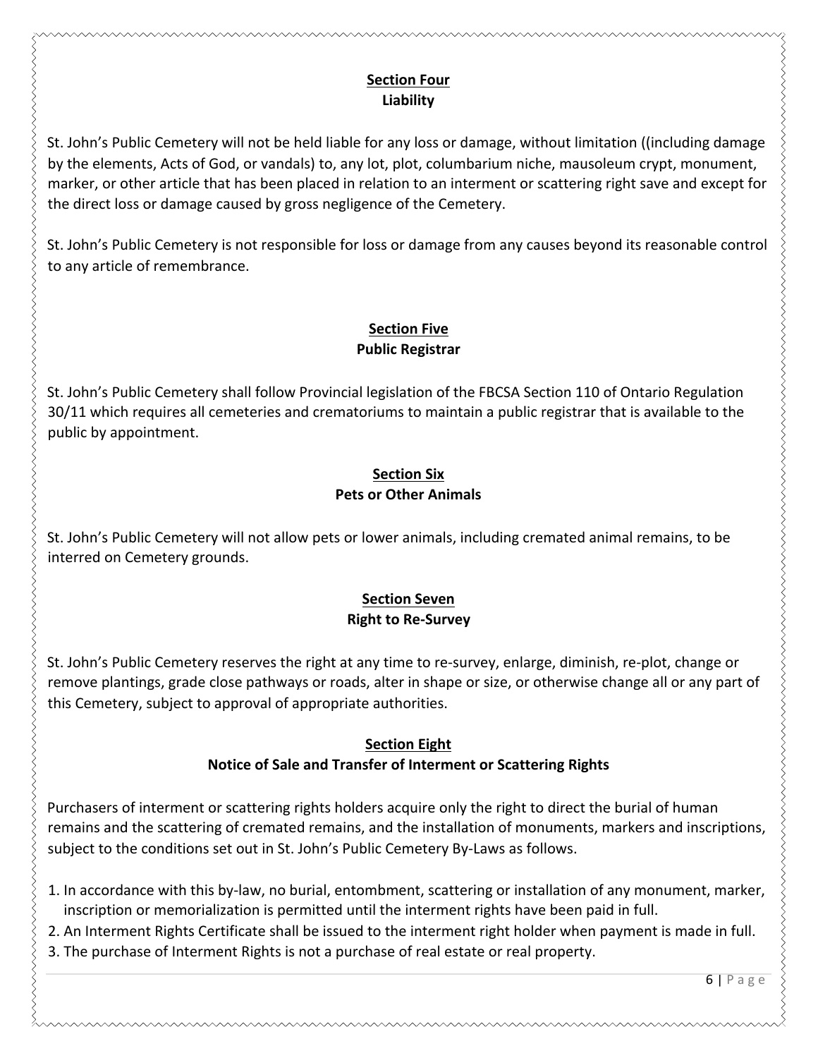## Section Four
### Liability

St. John's Public Cemetery will not be held liable for any loss or damage, without limitation ((including damage by the elements, Acts of God, or vandals) to, any lot, plot, columbarium niche, mausoleum crypt, monument, marker, or other article that has been placed in relation to an interment or scattering right save and except for the direct loss or damage caused by gross negligence of the Cemetery.

St. John's Public Cemetery is not responsible for loss or damage from any causes beyond its reasonable control to any article of remembrance.

## Section Five
### Public Registrar

St. John's Public Cemetery shall follow Provincial legislation of the FBCSA Section 110 of Ontario Regulation 30/11 which requires all cemeteries and crematoriums to maintain a public registrar that is available to the public by appointment.

## Section Six
### Pets or Other Animals

St. John's Public Cemetery will not allow pets or lower animals, including cremated animal remains, to be interred on Cemetery grounds.

## Section Seven
### Right to Re-Survey

St. John's Public Cemetery reserves the right at any time to re-survey, enlarge, diminish, re-plot, change or remove plantings, grade close pathways or roads, alter in shape or size, or otherwise change all or any part of this Cemetery, subject to approval of appropriate authorities.

## Section Eight
### Notice of Sale and Transfer of Interment or Scattering Rights

Purchasers of interment or scattering rights holders acquire only the right to direct the burial of human remains and the scattering of cremated remains, and the installation of monuments, markers and inscriptions, subject to the conditions set out in St. John's Public Cemetery By-Laws as follows.

1. In accordance with this by-law, no burial, entombment, scattering or installation of any monument, marker, inscription or memorialization is permitted until the interment rights have been paid in full.
2. An Interment Rights Certificate shall be issued to the interment right holder when payment is made in full.
3. The purchase of Interment Rights is not a purchase of real estate or real property.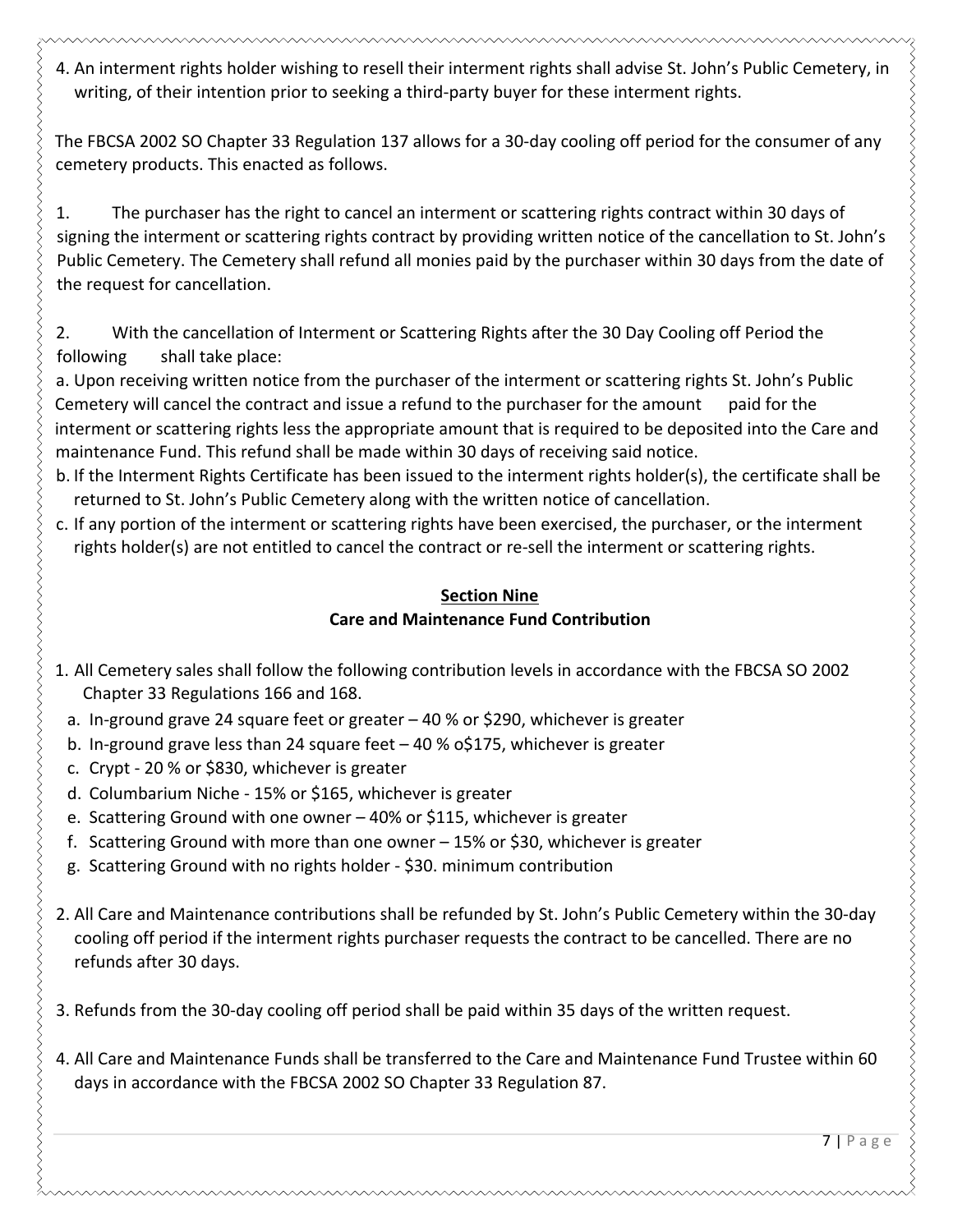4. An interment rights holder wishing to resell their interment rights shall advise St. John's Public Cemetery, in writing, of their intention prior to seeking a third-party buyer for these interment rights.

The FBCSA 2002 SO Chapter 33 Regulation 137 allows for a 30-day cooling off period for the consumer of any cemetery products. This enacted as follows.

1. The purchaser has the right to cancel an interment or scattering rights contract within 30 days of signing the interment or scattering rights contract by providing written notice of the cancellation to St. John's Public Cemetery. The Cemetery shall refund all monies paid by the purchaser within 30 days from the date of the request for cancellation.

2. With the cancellation of Interment or Scattering Rights after the 30 Day Cooling off Period the following shall take place:

a. Upon receiving written notice from the purchaser of the interment or scattering rights St. John's Public Cemetery will cancel the contract and issue a refund to the purchaser for the amount paid for the interment or scattering rights less the appropriate amount that is required to be deposited into the Care and maintenance Fund. This refund shall be made within 30 days of receiving said notice.

b. If the Interment Rights Certificate has been issued to the interment rights holder(s), the certificate shall be returned to St. John's Public Cemetery along with the written notice of cancellation.

c. If any portion of the interment or scattering rights have been exercised, the purchaser, or the interment rights holder(s) are not entitled to cancel the contract or re-sell the interment or scattering rights.

## Section Nine
## Care and Maintenance Fund Contribution

1. All Cemetery sales shall follow the following contribution levels in accordance with the FBCSA SO 2002 Chapter 33 Regulations 166 and 168.
   a. In-ground grave 24 square feet or greater – 40 % or $290, whichever is greater
   b. In-ground grave less than 24 square feet – 40 % o$175, whichever is greater
   c. Crypt - 20 % or $830, whichever is greater
   d. Columbarium Niche - 15% or $165, whichever is greater
   e. Scattering Ground with one owner – 40% or $115, whichever is greater
   f. Scattering Ground with more than one owner – 15% or $30, whichever is greater
   g. Scattering Ground with no rights holder - $30. minimum contribution

2. All Care and Maintenance contributions shall be refunded by St. John's Public Cemetery within the 30-day cooling off period if the interment rights purchaser requests the contract to be cancelled. There are no refunds after 30 days.

3. Refunds from the 30-day cooling off period shall be paid within 35 days of the written request.

4. All Care and Maintenance Funds shall be transferred to the Care and Maintenance Fund Trustee within 60 days in accordance with the FBCSA 2002 SO Chapter 33 Regulation 87.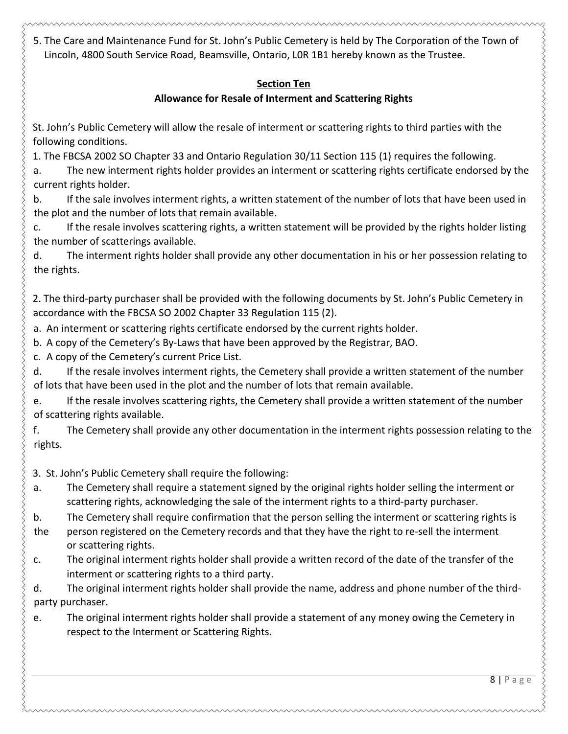5. The Care and Maintenance Fund for St. John's Public Cemetery is held by The Corporation of the Town of Lincoln, 4800 South Service Road, Beamsville, Ontario, L0R 1B1 hereby known as the Trustee.

## Section Ten
### Allowance for Resale of Interment and Scattering Rights

St. John's Public Cemetery will allow the resale of interment or scattering rights to third parties with the following conditions.

1. The FBCSA 2002 SO Chapter 33 and Ontario Regulation 30/11 Section 115 (1) requires the following.

a. The new interment rights holder provides an interment or scattering rights certificate endorsed by the current rights holder.

b. If the sale involves interment rights, a written statement of the number of lots that have been used in the plot and the number of lots that remain available.

c. If the resale involves scattering rights, a written statement will be provided by the rights holder listing the number of scatterings available.

d. The interment rights holder shall provide any other documentation in his or her possession relating to the rights.

2. The third-party purchaser shall be provided with the following documents by St. John's Public Cemetery in accordance with the FBCSA SO 2002 Chapter 33 Regulation 115 (2).

a. An interment or scattering rights certificate endorsed by the current rights holder.

b. A copy of the Cemetery's By-Laws that have been approved by the Registrar, BAO.

c. A copy of the Cemetery's current Price List.

d. If the resale involves interment rights, the Cemetery shall provide a written statement of the number of lots that have been used in the plot and the number of lots that remain available.

e. If the resale involves scattering rights, the Cemetery shall provide a written statement of the number of scattering rights available.

f. The Cemetery shall provide any other documentation in the interment rights possession relating to the rights.

3. St. John's Public Cemetery shall require the following:

a. The Cemetery shall require a statement signed by the original rights holder selling the interment or scattering rights, acknowledging the sale of the interment rights to a third-party purchaser.

b. The Cemetery shall require confirmation that the person selling the interment or scattering rights is the person registered on the Cemetery records and that they have the right to re-sell the interment or scattering rights.

c. The original interment rights holder shall provide a written record of the date of the transfer of the interment or scattering rights to a third party.

d. The original interment rights holder shall provide the name, address and phone number of the third-party purchaser.

e. The original interment rights holder shall provide a statement of any money owing the Cemetery in respect to the Interment or Scattering Rights.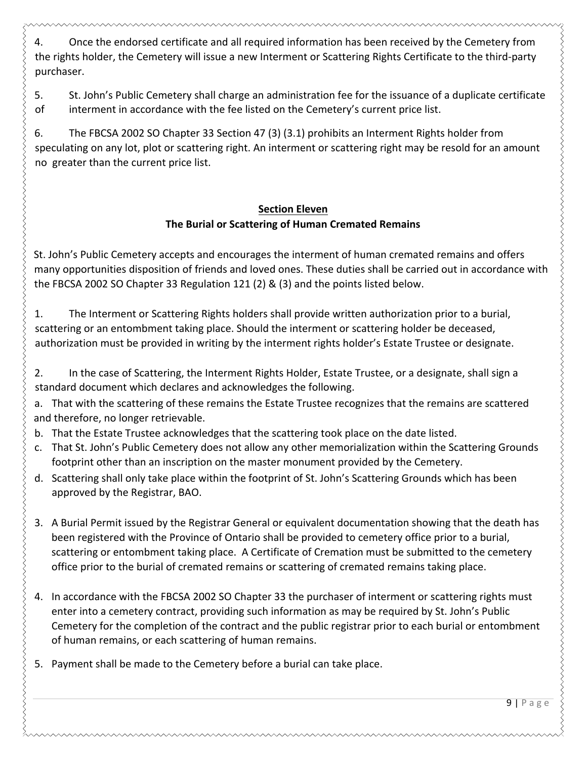4. Once the endorsed certificate and all required information has been received by the Cemetery from the rights holder, the Cemetery will issue a new Interment or Scattering Rights Certificate to the third-party purchaser.

5. St. John's Public Cemetery shall charge an administration fee for the issuance of a duplicate certificate of interment in accordance with the fee listed on the Cemetery's current price list.

6. The FBCSA 2002 SO Chapter 33 Section 47 (3) (3.1) prohibits an Interment Rights holder from speculating on any lot, plot or scattering right. An interment or scattering right may be resold for an amount no greater than the current price list.

## Section Eleven
## The Burial or Scattering of Human Cremated Remains

St. John's Public Cemetery accepts and encourages the interment of human cremated remains and offers many opportunities disposition of friends and loved ones. These duties shall be carried out in accordance with the FBCSA 2002 SO Chapter 33 Regulation 121 (2) & (3) and the points listed below.

1. The Interment or Scattering Rights holders shall provide written authorization prior to a burial, scattering or an entombment taking place. Should the interment or scattering holder be deceased, authorization must be provided in writing by the interment rights holder's Estate Trustee or designate.

2. In the case of Scattering, the Interment Rights Holder, Estate Trustee, or a designate, shall sign a standard document which declares and acknowledges the following.

   a. That with the scattering of these remains the Estate Trustee recognizes that the remains are scattered and therefore, no longer retrievable.
   b. That the Estate Trustee acknowledges that the scattering took place on the date listed.
   c. That St. John's Public Cemetery does not allow any other memorialization within the Scattering Grounds footprint other than an inscription on the master monument provided by the Cemetery.
   d. Scattering shall only take place within the footprint of St. John's Scattering Grounds which has been approved by the Registrar, BAO.

3. A Burial Permit issued by the Registrar General or equivalent documentation showing that the death has been registered with the Province of Ontario shall be provided to cemetery office prior to a burial, scattering or entombment taking place. A Certificate of Cremation must be submitted to the cemetery office prior to the burial of cremated remains or scattering of cremated remains taking place.

4. In accordance with the FBCSA 2002 SO Chapter 33 the purchaser of interment or scattering rights must enter into a cemetery contract, providing such information as may be required by St. John's Public Cemetery for the completion of the contract and the public registrar prior to each burial or entombment of human remains, or each scattering of human remains.

5. Payment shall be made to the Cemetery before a burial can take place.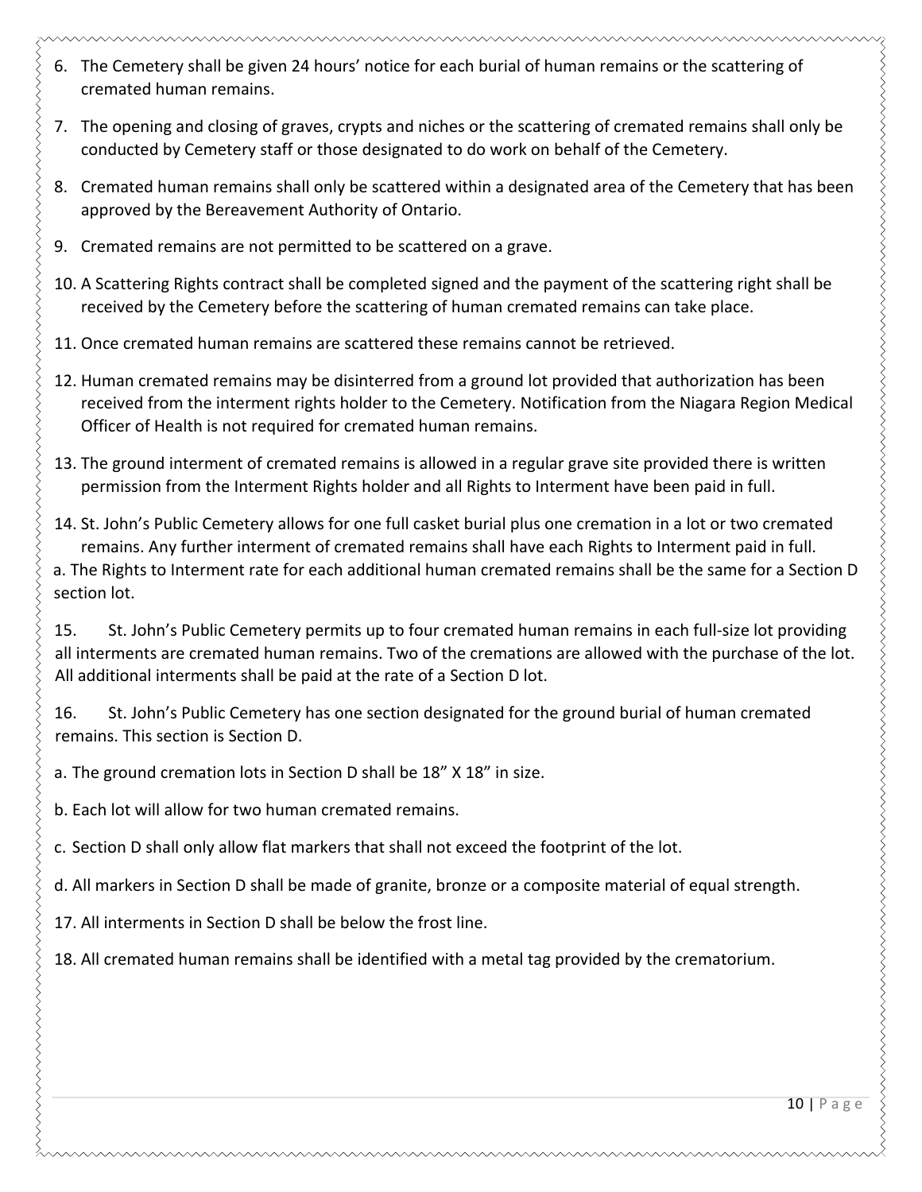6. The Cemetery shall be given 24 hours' notice for each burial of human remains or the scattering of cremated human remains.
7. The opening and closing of graves, crypts and niches or the scattering of cremated remains shall only be conducted by Cemetery staff or those designated to do work on behalf of the Cemetery.
8. Cremated human remains shall only be scattered within a designated area of the Cemetery that has been approved by the Bereavement Authority of Ontario.
9. Cremated remains are not permitted to be scattered on a grave.
10. A Scattering Rights contract shall be completed signed and the payment of the scattering right shall be received by the Cemetery before the scattering of human cremated remains can take place.
11. Once cremated human remains are scattered these remains cannot be retrieved.
12. Human cremated remains may be disinterred from a ground lot provided that authorization has been received from the interment rights holder to the Cemetery. Notification from the Niagara Region Medical Officer of Health is not required for cremated human remains.
13. The ground interment of cremated remains is allowed in a regular grave site provided there is written permission from the Interment Rights holder and all Rights to Interment have been paid in full.
14. St. John's Public Cemetery allows for one full casket burial plus one cremation in a lot or two cremated remains. Any further interment of cremated remains shall have each Rights to Interment paid in full.

a. The Rights to Interment rate for each additional human cremated remains shall be the same for a Section D section lot.

15. St. John's Public Cemetery permits up to four cremated human remains in each full-size lot providing all interments are cremated human remains. Two of the cremations are allowed with the purchase of the lot. All additional interments shall be paid at the rate of a Section D lot.

16. St. John's Public Cemetery has one section designated for the ground burial of human cremated remains. This section is Section D.

a. The ground cremation lots in Section D shall be 18" X 18" in size.

b. Each lot will allow for two human cremated remains.

c. Section D shall only allow flat markers that shall not exceed the footprint of the lot.

d. All markers in Section D shall be made of granite, bronze or a composite material of equal strength.

17. All interments in Section D shall be below the frost line.

18. All cremated human remains shall be identified with a metal tag provided by the crematorium.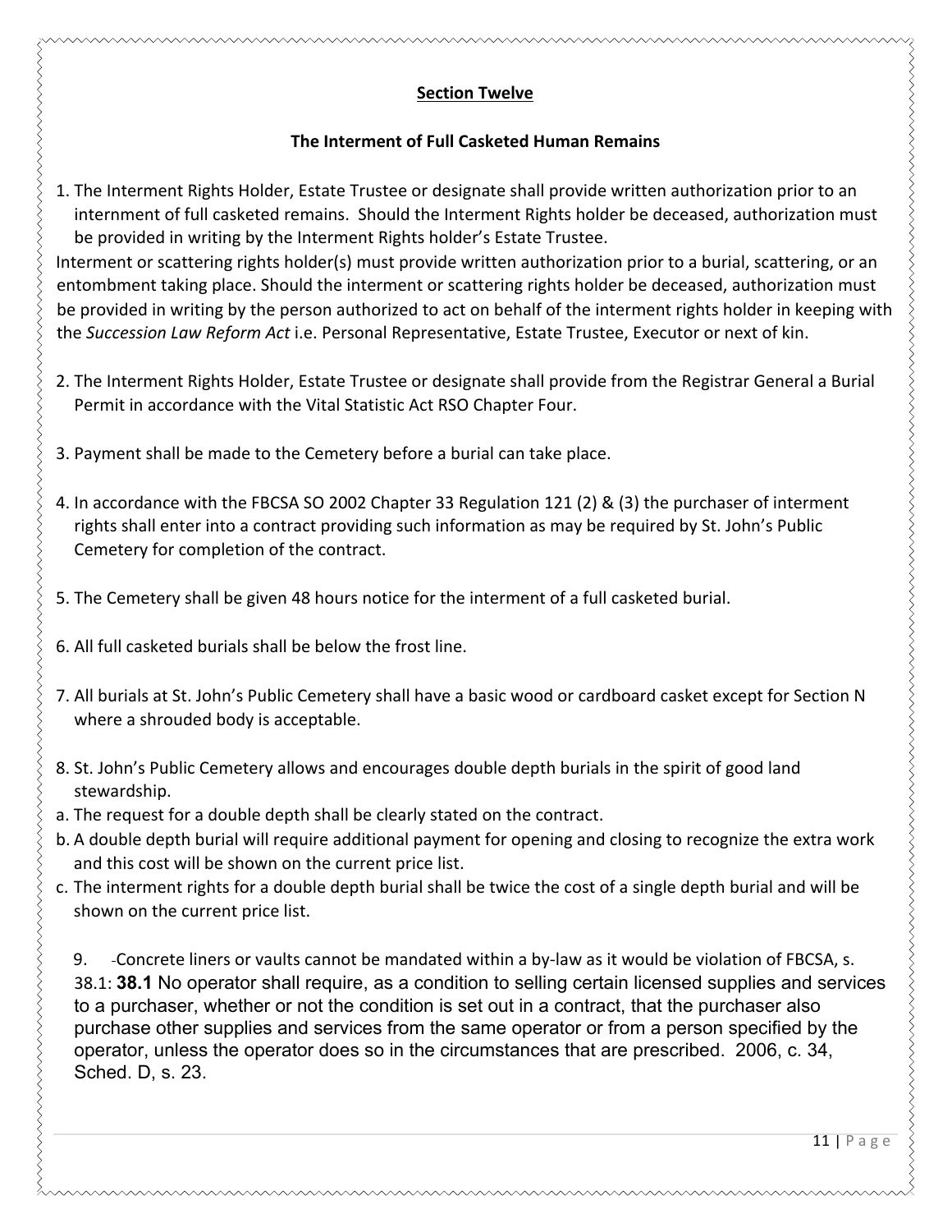## Section Twelve

### The Interment of Full Casketed Human Remains

1. The Interment Rights Holder, Estate Trustee or designate shall provide written authorization prior to an internment of full casketed remains. Should the Interment Rights holder be deceased, authorization must be provided in writing by the Interment Rights holder's Estate Trustee.

Interment or scattering rights holder(s) must provide written authorization prior to a burial, scattering, or an entombment taking place. Should the interment or scattering rights holder be deceased, authorization must be provided in writing by the person authorized to act on behalf of the interment rights holder in keeping with the *Succession Law Reform Act* i.e. Personal Representative, Estate Trustee, Executor or next of kin.

2. The Interment Rights Holder, Estate Trustee or designate shall provide from the Registrar General a Burial Permit in accordance with the Vital Statistic Act RSO Chapter Four.

3. Payment shall be made to the Cemetery before a burial can take place.

4. In accordance with the FBCSA SO 2002 Chapter 33 Regulation 121 (2) & (3) the purchaser of interment rights shall enter into a contract providing such information as may be required by St. John's Public Cemetery for completion of the contract.

5. The Cemetery shall be given 48 hours notice for the interment of a full casketed burial.

6. All full casketed burials shall be below the frost line.

7. All burials at St. John's Public Cemetery shall have a basic wood or cardboard casket except for Section N where a shrouded body is acceptable.

8. St. John's Public Cemetery allows and encourages double depth burials in the spirit of good land stewardship.

a. The request for a double depth shall be clearly stated on the contract.

b. A double depth burial will require additional payment for opening and closing to recognize the extra work and this cost will be shown on the current price list.

c. The interment rights for a double depth burial shall be twice the cost of a single depth burial and will be shown on the current price list.

9. Concrete liners or vaults cannot be mandated within a by-law as it would be violation of FBCSA, s. 38.1: **38.1** No operator shall require, as a condition to selling certain licensed supplies and services to a purchaser, whether or not the condition is set out in a contract, that the purchaser also purchase other supplies and services from the same operator or from a person specified by the operator, unless the operator does so in the circumstances that are prescribed. 2006, c. 34, Sched. D, s. 23.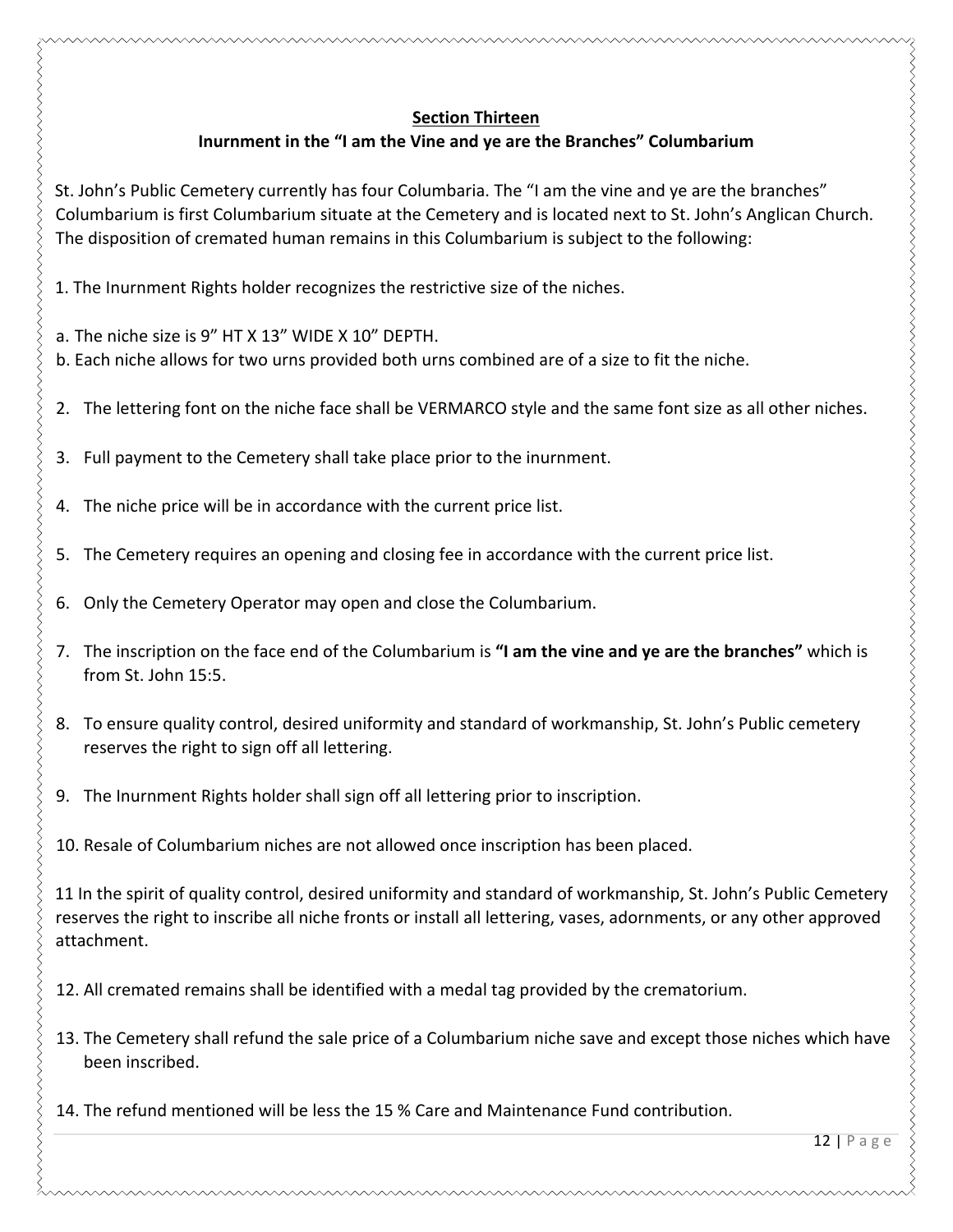## Section Thirteen

### Inurnment in the "I am the Vine and ye are the Branches" Columbarium

St. John's Public Cemetery currently has four Columbaria. The "I am the vine and ye are the branches" Columbarium is first Columbarium situate at the Cemetery and is located next to St. John's Anglican Church. The disposition of cremated human remains in this Columbarium is subject to the following:

1. The Inurnment Rights holder recognizes the restrictive size of the niches.

a. The niche size is 9" HT X 13" WIDE X 10" DEPTH.
b. Each niche allows for two urns provided both urns combined are of a size to fit the niche.

2. The lettering font on the niche face shall be VERMARCO style and the same font size as all other niches.

3. Full payment to the Cemetery shall take place prior to the inurnment.

4. The niche price will be in accordance with the current price list.

5. The Cemetery requires an opening and closing fee in accordance with the current price list.

6. Only the Cemetery Operator may open and close the Columbarium.

7. The inscription on the face end of the Columbarium is **"I am the vine and ye are the branches"** which is from St. John 15:5.

8. To ensure quality control, desired uniformity and standard of workmanship, St. John's Public cemetery reserves the right to sign off all lettering.

9. The Inurnment Rights holder shall sign off all lettering prior to inscription.

10. Resale of Columbarium niches are not allowed once inscription has been placed.

11 In the spirit of quality control, desired uniformity and standard of workmanship, St. John's Public Cemetery reserves the right to inscribe all niche fronts or install all lettering, vases, adornments, or any other approved attachment.

12. All cremated remains shall be identified with a medal tag provided by the crematorium.

13. The Cemetery shall refund the sale price of a Columbarium niche save and except those niches which have been inscribed.

14. The refund mentioned will be less the 15 % Care and Maintenance Fund contribution.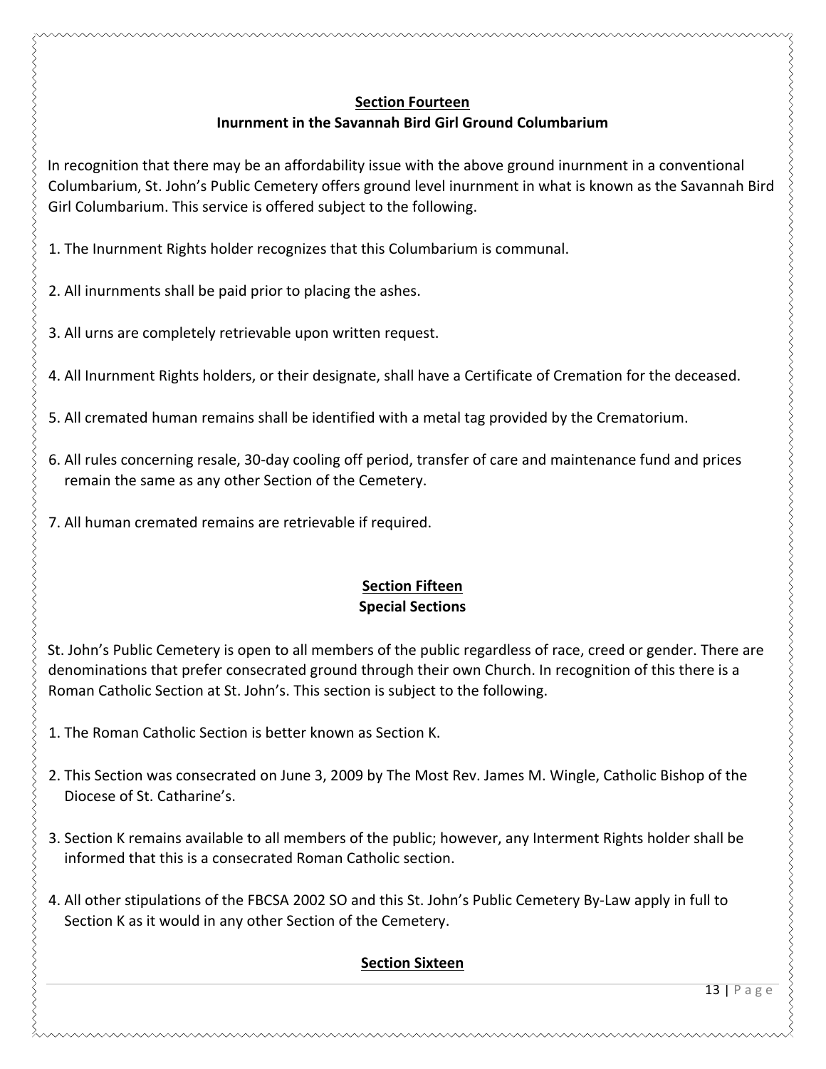## Section Fourteen
## Inurnment in the Savannah Bird Girl Ground Columbarium

In recognition that there may be an affordability issue with the above ground inurnment in a conventional Columbarium, St. John's Public Cemetery offers ground level inurnment in what is known as the Savannah Bird Girl Columbarium. This service is offered subject to the following.

1. The Inurnment Rights holder recognizes that this Columbarium is communal.

2. All inurnments shall be paid prior to placing the ashes.

3. All urns are completely retrievable upon written request.

4. All Inurnment Rights holders, or their designate, shall have a Certificate of Cremation for the deceased.

5. All cremated human remains shall be identified with a metal tag provided by the Crematorium.

6. All rules concerning resale, 30-day cooling off period, transfer of care and maintenance fund and prices remain the same as any other Section of the Cemetery.

7. All human cremated remains are retrievable if required.

## Section Fifteen
## Special Sections

St. John's Public Cemetery is open to all members of the public regardless of race, creed or gender. There are denominations that prefer consecrated ground through their own Church. In recognition of this there is a Roman Catholic Section at St. John's. This section is subject to the following.

1. The Roman Catholic Section is better known as Section K.

2. This Section was consecrated on June 3, 2009 by The Most Rev. James M. Wingle, Catholic Bishop of the Diocese of St. Catharine's.

3. Section K remains available to all members of the public; however, any Interment Rights holder shall be informed that this is a consecrated Roman Catholic section.

4. All other stipulations of the FBCSA 2002 SO and this St. John's Public Cemetery By-Law apply in full to Section K as it would in any other Section of the Cemetery.

## Section Sixteen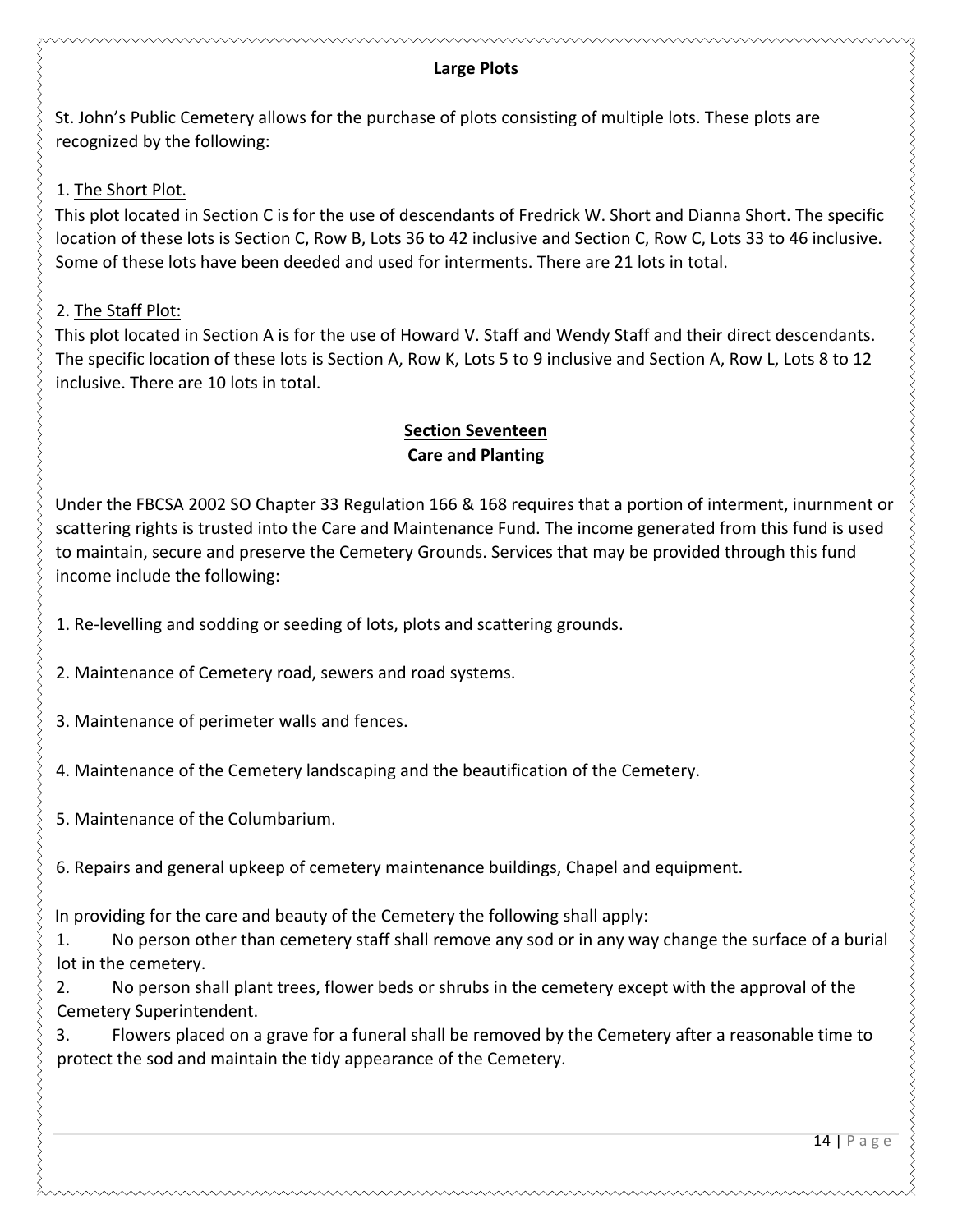## Large Plots

St. John’s Public Cemetery allows for the purchase of plots consisting of multiple lots. These plots are recognized by the following:

1. The Short Plot.
This plot located in Section C is for the use of descendants of Fredrick W. Short and Dianna Short. The specific location of these lots is Section C, Row B, Lots 36 to 42 inclusive and Section C, Row C, Lots 33 to 46 inclusive. Some of these lots have been deeded and used for interments. There are 21 lots in total.

2. The Staff Plot:
This plot located in Section A is for the use of Howard V. Staff and Wendy Staff and their direct descendants. The specific location of these lots is Section A, Row K, Lots 5 to 9 inclusive and Section A, Row L, Lots 8 to 12 inclusive. There are 10 lots in total.

## Section Seventeen
## Care and Planting

Under the FBCSA 2002 SO Chapter 33 Regulation 166 & 168 requires that a portion of interment, inurnment or scattering rights is trusted into the Care and Maintenance Fund. The income generated from this fund is used to maintain, secure and preserve the Cemetery Grounds. Services that may be provided through this fund income include the following:

1. Re-levelling and sodding or seeding of lots, plots and scattering grounds.

2. Maintenance of Cemetery road, sewers and road systems.

3. Maintenance of perimeter walls and fences.

4. Maintenance of the Cemetery landscaping and the beautification of the Cemetery.

5. Maintenance of the Columbarium.

6. Repairs and general upkeep of cemetery maintenance buildings, Chapel and equipment.

In providing for the care and beauty of the Cemetery the following shall apply:

1. No person other than cemetery staff shall remove any sod or in any way change the surface of a burial lot in the cemetery.
2. No person shall plant trees, flower beds or shrubs in the cemetery except with the approval of the Cemetery Superintendent.
3. Flowers placed on a grave for a funeral shall be removed by the Cemetery after a reasonable time to protect the sod and maintain the tidy appearance of the Cemetery.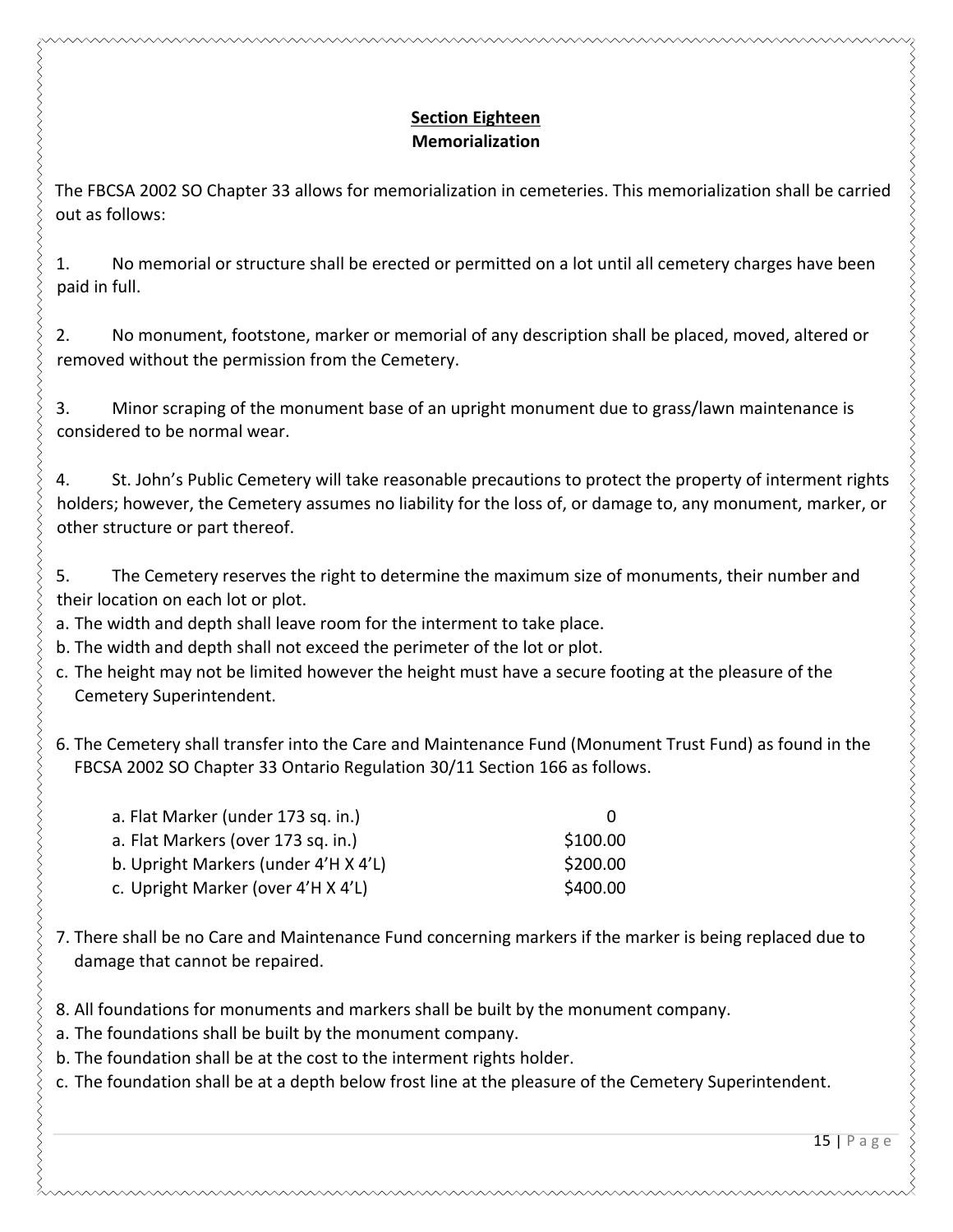## Section Eighteen
## Memorialization

The FBCSA 2002 SO Chapter 33 allows for memorialization in cemeteries. This memorialization shall be carried out as follows:

1. No memorial or structure shall be erected or permitted on a lot until all cemetery charges have been paid in full.

2. No monument, footstone, marker or memorial of any description shall be placed, moved, altered or removed without the permission from the Cemetery.

3. Minor scraping of the monument base of an upright monument due to grass/lawn maintenance is considered to be normal wear.

4. St. John's Public Cemetery will take reasonable precautions to protect the property of interment rights holders; however, the Cemetery assumes no liability for the loss of, or damage to, any monument, marker, or other structure or part thereof.

5. The Cemetery reserves the right to determine the maximum size of monuments, their number and their location on each lot or plot.
   a. The width and depth shall leave room for the interment to take place.
   b. The width and depth shall not exceed the perimeter of the lot or plot.
   c. The height may not be limited however the height must have a secure footing at the pleasure of the Cemetery Superintendent.

6. The Cemetery shall transfer into the Care and Maintenance Fund (Monument Trust Fund) as found in the FBCSA 2002 SO Chapter 33 Ontario Regulation 30/11 Section 166 as follows.

| | |
|---|---|
| a. Flat Marker (under 173 sq. in.) | 0 |
| a. Flat Markers (over 173 sq. in.) | $100.00 |
| b. Upright Markers (under 4'H X 4'L) | $200.00 |
| c. Upright Marker (over 4'H X 4'L) | $400.00 |

7. There shall be no Care and Maintenance Fund concerning markers if the marker is being replaced due to damage that cannot be repaired.

8. All foundations for monuments and markers shall be built by the monument company.
   a. The foundations shall be built by the monument company.
   b. The foundation shall be at the cost to the interment rights holder.
   c. The foundation shall be at a depth below frost line at the pleasure of the Cemetery Superintendent.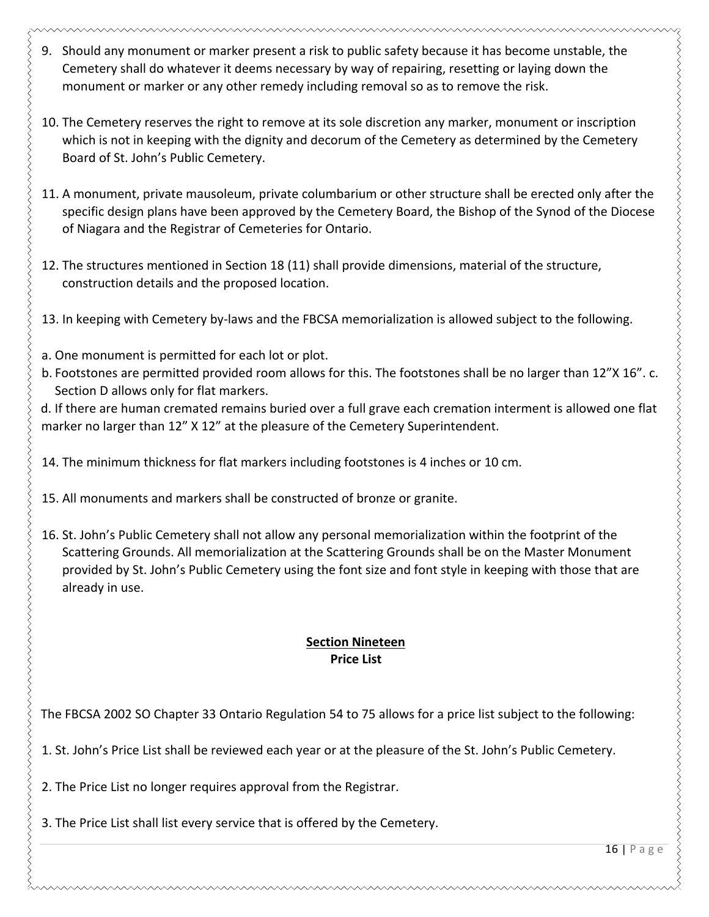9. Should any monument or marker present a risk to public safety because it has become unstable, the Cemetery shall do whatever it deems necessary by way of repairing, resetting or laying down the monument or marker or any other remedy including removal so as to remove the risk.

10. The Cemetery reserves the right to remove at its sole discretion any marker, monument or inscription which is not in keeping with the dignity and decorum of the Cemetery as determined by the Cemetery Board of St. John's Public Cemetery.

11. A monument, private mausoleum, private columbarium or other structure shall be erected only after the specific design plans have been approved by the Cemetery Board, the Bishop of the Synod of the Diocese of Niagara and the Registrar of Cemeteries for Ontario.

12. The structures mentioned in Section 18 (11) shall provide dimensions, material of the structure, construction details and the proposed location.

13. In keeping with Cemetery by-laws and the FBCSA memorialization is allowed subject to the following.

a. One monument is permitted for each lot or plot.
b. Footstones are permitted provided room allows for this. The footstones shall be no larger than 12"X 16". c. Section D allows only for flat markers.
d. If there are human cremated remains buried over a full grave each cremation interment is allowed one flat marker no larger than 12" X 12" at the pleasure of the Cemetery Superintendent.

14. The minimum thickness for flat markers including footstones is 4 inches or 10 cm.

15. All monuments and markers shall be constructed of bronze or granite.

16. St. John's Public Cemetery shall not allow any personal memorialization within the footprint of the Scattering Grounds. All memorialization at the Scattering Grounds shall be on the Master Monument provided by St. John's Public Cemetery using the font size and font style in keeping with those that are already in use.

## Section Nineteen
**Price List**

The FBCSA 2002 SO Chapter 33 Ontario Regulation 54 to 75 allows for a price list subject to the following:

1. St. John's Price List shall be reviewed each year or at the pleasure of the St. John's Public Cemetery.

2. The Price List no longer requires approval from the Registrar.

3. The Price List shall list every service that is offered by the Cemetery.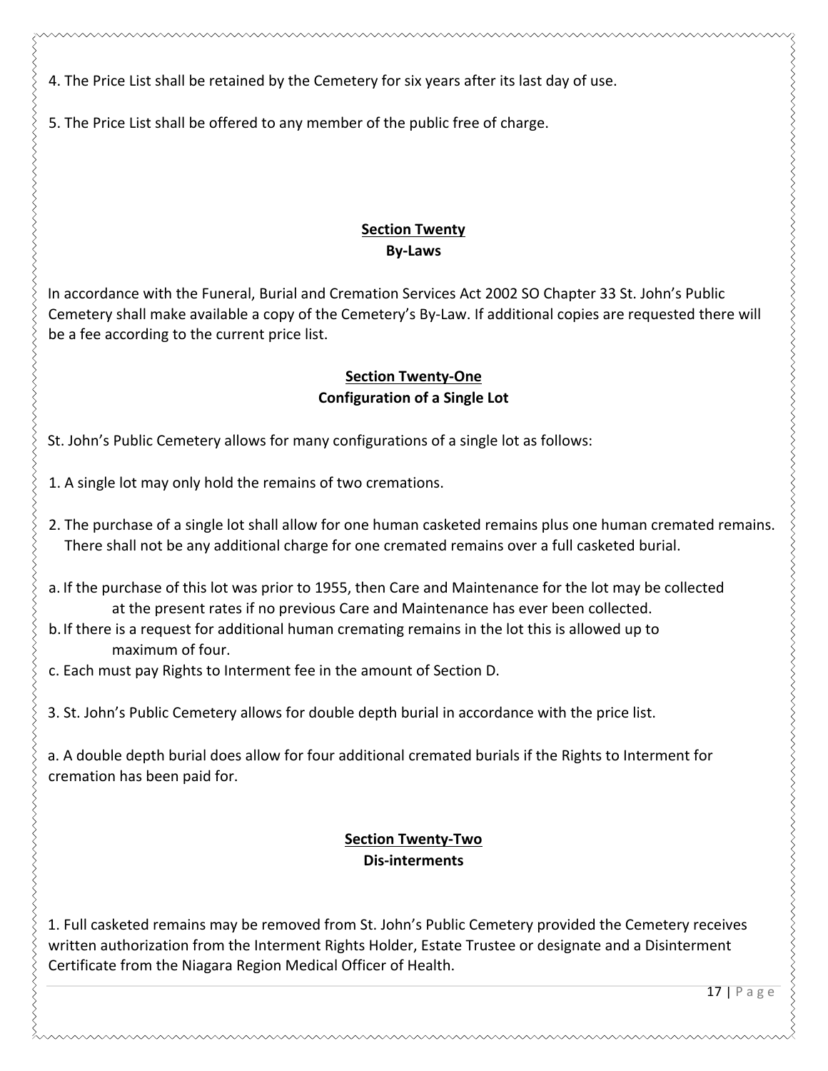4. The Price List shall be retained by the Cemetery for six years after its last day of use.

5. The Price List shall be offered to any member of the public free of charge.

## Section Twenty
## By-Laws

In accordance with the Funeral, Burial and Cremation Services Act 2002 SO Chapter 33 St. John's Public Cemetery shall make available a copy of the Cemetery's By-Law. If additional copies are requested there will be a fee according to the current price list.

## Section Twenty-One
## Configuration of a Single Lot

St. John's Public Cemetery allows for many configurations of a single lot as follows:

1. A single lot may only hold the remains of two cremations.

2. The purchase of a single lot shall allow for one human casketed remains plus one human cremated remains. There shall not be any additional charge for one cremated remains over a full casketed burial.

a. If the purchase of this lot was prior to 1955, then Care and Maintenance for the lot may be collected at the present rates if no previous Care and Maintenance has ever been collected.
b. If there is a request for additional human cremating remains in the lot this is allowed up to maximum of four.
c. Each must pay Rights to Interment fee in the amount of Section D.

3. St. John's Public Cemetery allows for double depth burial in accordance with the price list.

a. A double depth burial does allow for four additional cremated burials if the Rights to Interment for cremation has been paid for.

## Section Twenty-Two
## Dis-interments

1. Full casketed remains may be removed from St. John's Public Cemetery provided the Cemetery receives written authorization from the Interment Rights Holder, Estate Trustee or designate and a Disinterment Certificate from the Niagara Region Medical Officer of Health.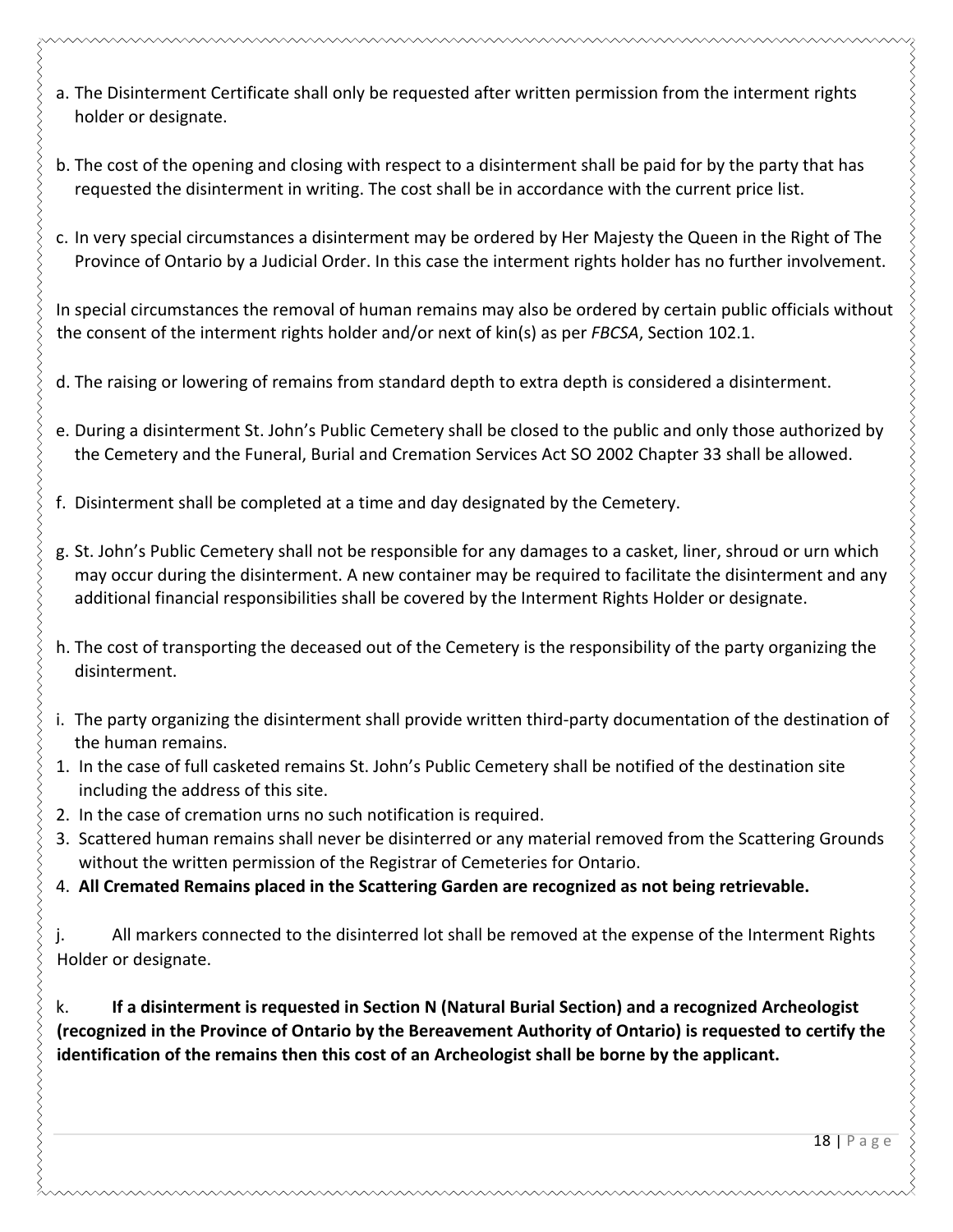a. The Disinterment Certificate shall only be requested after written permission from the interment rights holder or designate.

b. The cost of the opening and closing with respect to a disinterment shall be paid for by the party that has requested the disinterment in writing. The cost shall be in accordance with the current price list.

c. In very special circumstances a disinterment may be ordered by Her Majesty the Queen in the Right of The Province of Ontario by a Judicial Order. In this case the interment rights holder has no further involvement.

In special circumstances the removal of human remains may also be ordered by certain public officials without the consent of the interment rights holder and/or next of kin(s) as per *FBCSA*, Section 102.1.

d. The raising or lowering of remains from standard depth to extra depth is considered a disinterment.

e. During a disinterment St. John's Public Cemetery shall be closed to the public and only those authorized by the Cemetery and the Funeral, Burial and Cremation Services Act SO 2002 Chapter 33 shall be allowed.

f. Disinterment shall be completed at a time and day designated by the Cemetery.

g. St. John's Public Cemetery shall not be responsible for any damages to a casket, liner, shroud or urn which may occur during the disinterment. A new container may be required to facilitate the disinterment and any additional financial responsibilities shall be covered by the Interment Rights Holder or designate.

h. The cost of transporting the deceased out of the Cemetery is the responsibility of the party organizing the disinterment.

i. The party organizing the disinterment shall provide written third-party documentation of the destination of the human remains.

1. In the case of full casketed remains St. John's Public Cemetery shall be notified of the destination site including the address of this site.
2. In the case of cremation urns no such notification is required.
3. Scattered human remains shall never be disinterred or any material removed from the Scattering Grounds without the written permission of the Registrar of Cemeteries for Ontario.
4. **All Cremated Remains placed in the Scattering Garden are recognized as not being retrievable.**

j. All markers connected to the disinterred lot shall be removed at the expense of the Interment Rights Holder or designate.

k. **If a disinterment is requested in Section N (Natural Burial Section) and a recognized Archeologist (recognized in the Province of Ontario by the Bereavement Authority of Ontario) is requested to certify the identification of the remains then this cost of an Archeologist shall be borne by the applicant.**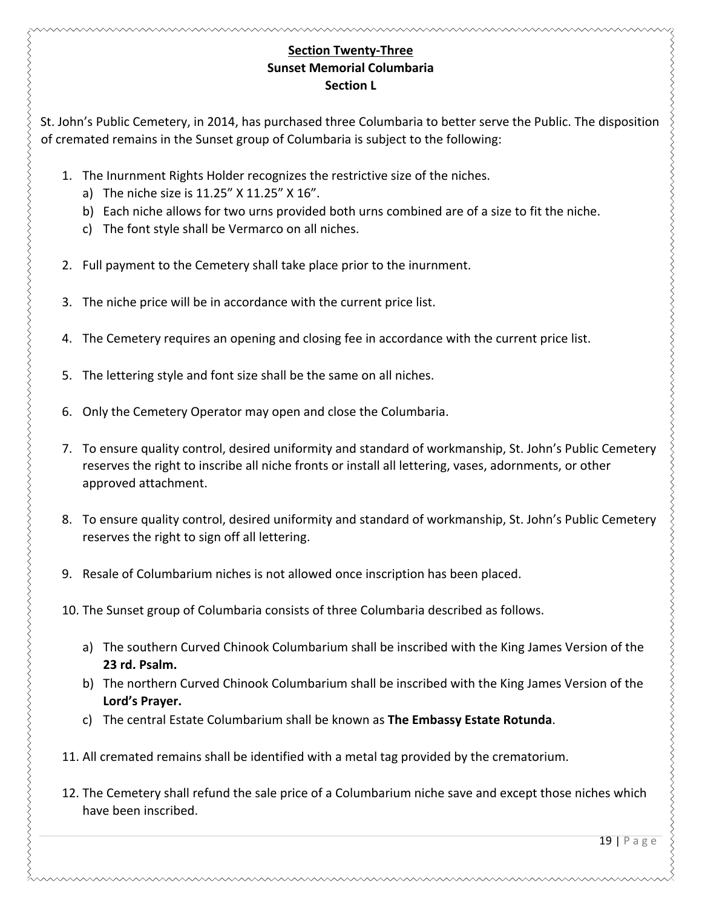## Section Twenty-Three

### Sunset Memorial Columbaria

### Section L

St. John's Public Cemetery, in 2014, has purchased three Columbaria to better serve the Public. The disposition of cremated remains in the Sunset group of Columbaria is subject to the following:

1. The Inurnment Rights Holder recognizes the restrictive size of the niches.
   a) The niche size is 11.25" X 11.25" X 16".
   b) Each niche allows for two urns provided both urns combined are of a size to fit the niche.
   c) The font style shall be Vermarco on all niches.

2. Full payment to the Cemetery shall take place prior to the inurnment.

3. The niche price will be in accordance with the current price list.

4. The Cemetery requires an opening and closing fee in accordance with the current price list.

5. The lettering style and font size shall be the same on all niches.

6. Only the Cemetery Operator may open and close the Columbaria.

7. To ensure quality control, desired uniformity and standard of workmanship, St. John's Public Cemetery reserves the right to inscribe all niche fronts or install all lettering, vases, adornments, or other approved attachment.

8. To ensure quality control, desired uniformity and standard of workmanship, St. John's Public Cemetery reserves the right to sign off all lettering.

9. Resale of Columbarium niches is not allowed once inscription has been placed.

10. The Sunset group of Columbaria consists of three Columbaria described as follows.
    a) The southern Curved Chinook Columbarium shall be inscribed with the King James Version of the **23 rd. Psalm.**
    b) The northern Curved Chinook Columbarium shall be inscribed with the King James Version of the **Lord's Prayer.**
    c) The central Estate Columbarium shall be known as **The Embassy Estate Rotunda**.

11. All cremated remains shall be identified with a metal tag provided by the crematorium.

12. The Cemetery shall refund the sale price of a Columbarium niche save and except those niches which have been inscribed.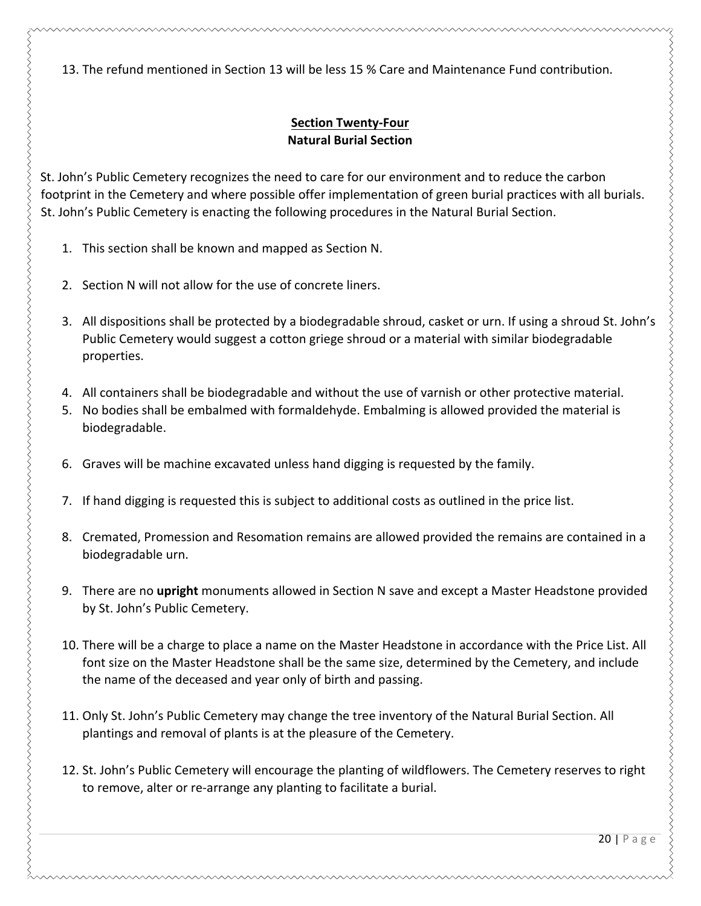13. The refund mentioned in Section 13 will be less 15 % Care and Maintenance Fund contribution.

## Section Twenty-Four
### Natural Burial Section

St. John's Public Cemetery recognizes the need to care for our environment and to reduce the carbon footprint in the Cemetery and where possible offer implementation of green burial practices with all burials. St. John's Public Cemetery is enacting the following procedures in the Natural Burial Section.

1. This section shall be known and mapped as Section N.

2. Section N will not allow for the use of concrete liners.

3. All dispositions shall be protected by a biodegradable shroud, casket or urn. If using a shroud St. John's Public Cemetery would suggest a cotton griege shroud or a material with similar biodegradable properties.

4. All containers shall be biodegradable and without the use of varnish or other protective material.
5. No bodies shall be embalmed with formaldehyde. Embalming is allowed provided the material is biodegradable.

6. Graves will be machine excavated unless hand digging is requested by the family.

7. If hand digging is requested this is subject to additional costs as outlined in the price list.

8. Cremated, Promession and Resomation remains are allowed provided the remains are contained in a biodegradable urn.

9. There are no **upright** monuments allowed in Section N save and except a Master Headstone provided by St. John's Public Cemetery.

10. There will be a charge to place a name on the Master Headstone in accordance with the Price List. All font size on the Master Headstone shall be the same size, determined by the Cemetery, and include the name of the deceased and year only of birth and passing.

11. Only St. John's Public Cemetery may change the tree inventory of the Natural Burial Section. All plantings and removal of plants is at the pleasure of the Cemetery.

12. St. John's Public Cemetery will encourage the planting of wildflowers. The Cemetery reserves to right to remove, alter or re-arrange any planting to facilitate a burial.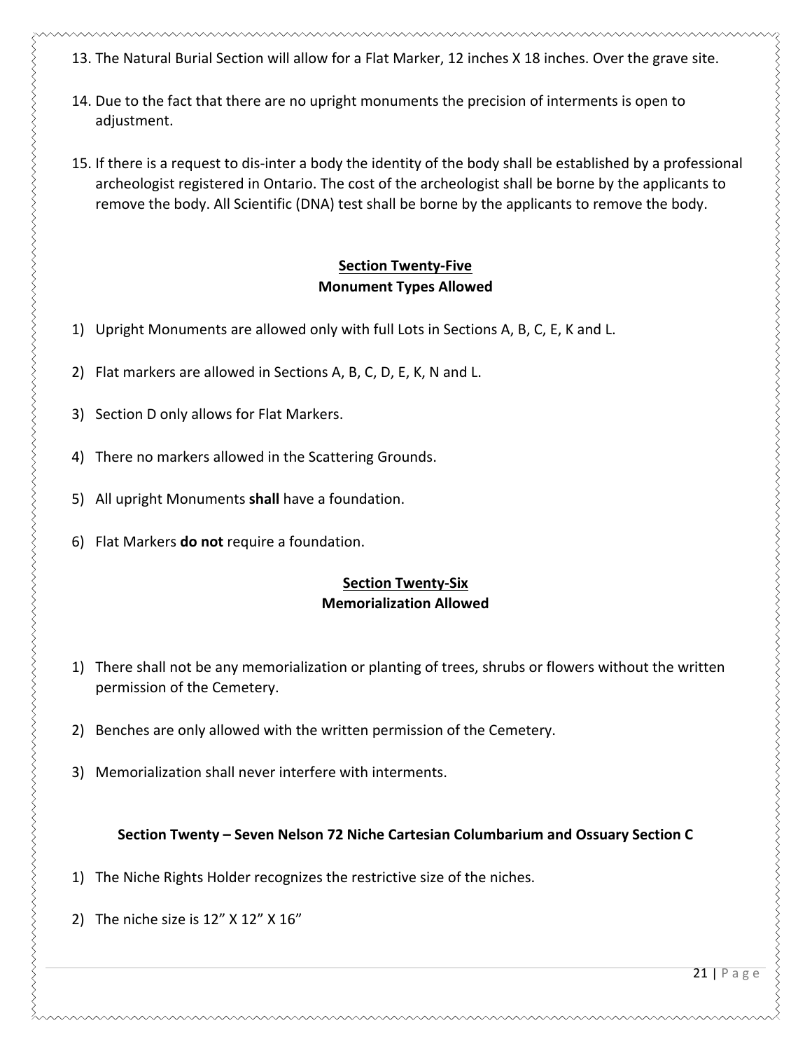13. The Natural Burial Section will allow for a Flat Marker, 12 inches X 18 inches. Over the grave site.

14. Due to the fact that there are no upright monuments the precision of interments is open to adjustment.

15. If there is a request to dis-inter a body the identity of the body shall be established by a professional archeologist registered in Ontario. The cost of the archeologist shall be borne by the applicants to remove the body. All Scientific (DNA) test shall be borne by the applicants to remove the body.

## Section Twenty-Five
## Monument Types Allowed

1) Upright Monuments are allowed only with full Lots in Sections A, B, C, E, K and L.

2) Flat markers are allowed in Sections A, B, C, D, E, K, N and L.

3) Section D only allows for Flat Markers.

4) There no markers allowed in the Scattering Grounds.

5) All upright Monuments **shall** have a foundation.

6) Flat Markers **do not** require a foundation.

## Section Twenty-Six
## Memorialization Allowed

1) There shall not be any memorialization or planting of trees, shrubs or flowers without the written permission of the Cemetery.

2) Benches are only allowed with the written permission of the Cemetery.

3) Memorialization shall never interfere with interments.

## Section Twenty – Seven Nelson 72 Niche Cartesian Columbarium and Ossuary Section C

1) The Niche Rights Holder recognizes the restrictive size of the niches.

2) The niche size is 12” X 12” X 16”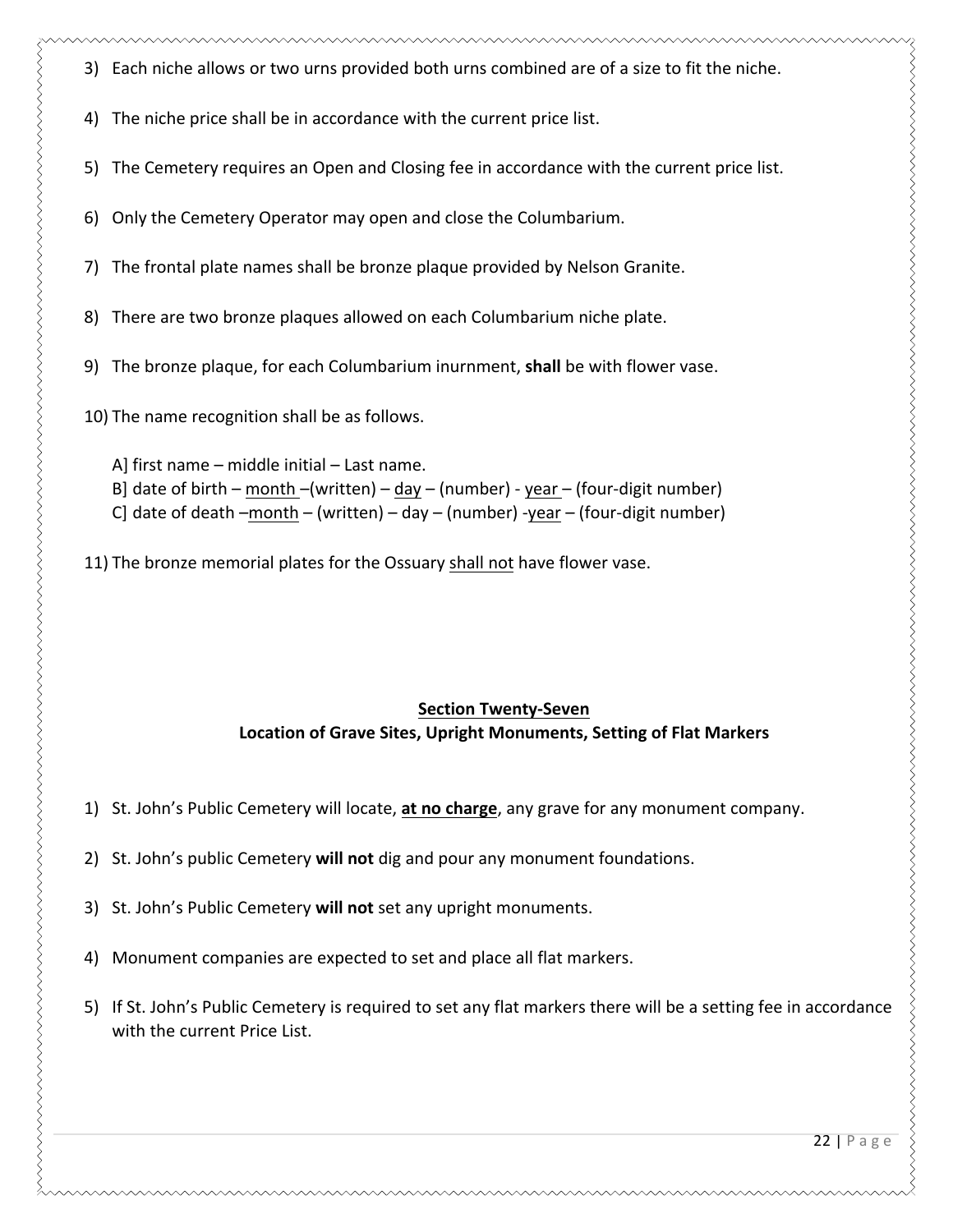3) Each niche allows or two urns provided both urns combined are of a size to fit the niche.

4) The niche price shall be in accordance with the current price list.

5) The Cemetery requires an Open and Closing fee in accordance with the current price list.

6) Only the Cemetery Operator may open and close the Columbarium.

7) The frontal plate names shall be bronze plaque provided by Nelson Granite.

8) There are two bronze plaques allowed on each Columbarium niche plate.

9) The bronze plaque, for each Columbarium inurnment, **shall** be with flower vase.

10) The name recognition shall be as follows.

    A] first name – middle initial – Last name.
    B] date of birth – month –(written) – day – (number) - year – (four-digit number)
    C] date of death –month – (written) – day – (number) -year – (four-digit number)

11) The bronze memorial plates for the Ossuary shall not have flower vase.

## Section Twenty-Seven
## Location of Grave Sites, Upright Monuments, Setting of Flat Markers

1) St. John's Public Cemetery will locate, **at no charge**, any grave for any monument company.

2) St. John's public Cemetery **will not** dig and pour any monument foundations.

3) St. John's Public Cemetery **will not** set any upright monuments.

4) Monument companies are expected to set and place all flat markers.

5) If St. John's Public Cemetery is required to set any flat markers there will be a setting fee in accordance with the current Price List.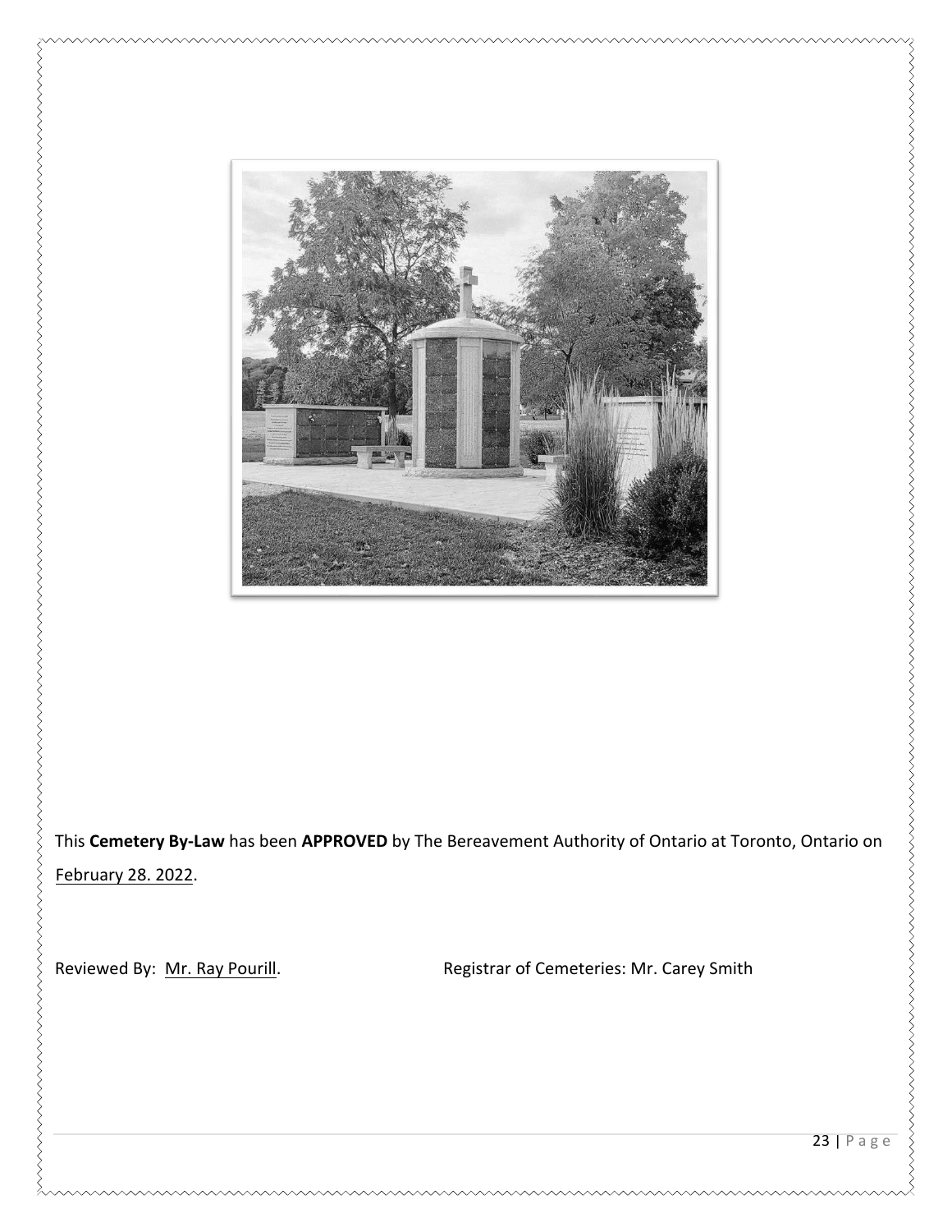This **Cemetery By-Law** has been **APPROVED** by The Bereavement Authority of Ontario at Toronto, Ontario on February 28. 2022.

Reviewed By: Mr. Ray Pourill.                    Registrar of Cemeteries: Mr. Carey Smith